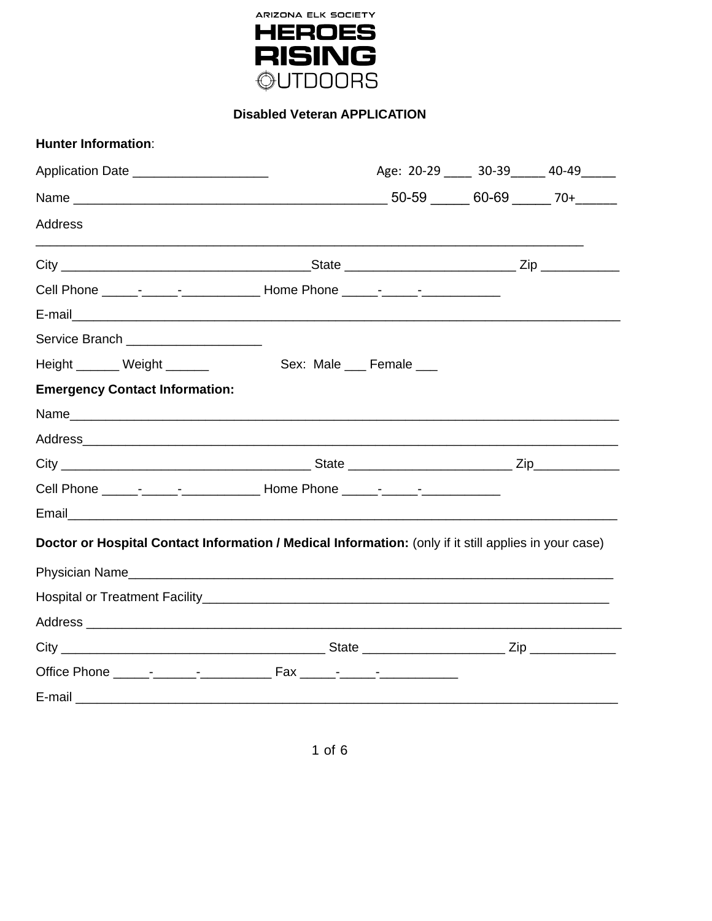ARIZONA ELK SOCIETY

# HEROES RISING OUTDOORS

**Disabled Veteran APPLICATION**

**Hunter Information**:

Application Date ___________________ Age: 20-29 ____ 30-39_____ 40-49_____

Name __________________________________________ 50-59 _____ 60-69 _____ 70+______

Address ___________________________________________________________________________

City __________________________________State ________________________ Zip ___________

Cell Phone _____-_____-___________ Home Phone _____-_____-___________

E-mail_____________________________________________________________________________

Service Branch ___________________

Height ______ Weight ______ Sex: Male ___ Female ___

**Emergency Contact Information:**

Name______________________________________________________________________________

Address____________________________________________________________________________

City ___________________________________ State ______________________ Zip____________

Cell Phone _____-_____-___________ Home Phone _____-_____-___________

Email______________________________________________________________________________

**Doctor or Hospital Contact Information / Medical Information:** (only if it still applies in your case)

Physician Name_____________________________________________________________________

Hospital or Treatment Facility_________________________________________________________

Address ___________________________________________________________________________

City _____________________________________ State ___________________ Zip ____________

Office Phone _____-______-__________ Fax _____-_____-___________

E-mail _____________________________________________________________________________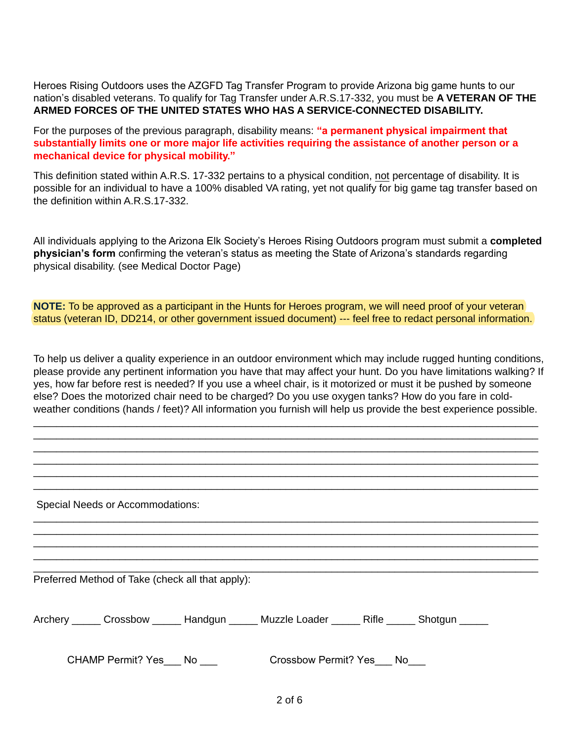Heroes Rising Outdoors uses the AZGFD Tag Transfer Program to provide Arizona big game hunts to our nation's disabled veterans. To qualify for Tag Transfer under A.R.S.17-332, you must be **A VETERAN OF THE ARMED FORCES OF THE UNITED STATES WHO HAS A SERVICE-CONNECTED DISABILITY.**

For the purposes of the previous paragraph, disability means: **"a permanent physical impairment that substantially limits one or more major life activities requiring the assistance of another person or a mechanical device for physical mobility."**

This definition stated within A.R.S. 17-332 pertains to a physical condition, not percentage of disability. It is possible for an individual to have a 100% disabled VA rating, yet not qualify for big game tag transfer based on the definition within A.R.S.17-332.

All individuals applying to the Arizona Elk Society's Heroes Rising Outdoors program must submit a **completed physician's form** confirming the veteran's status as meeting the State of Arizona's standards regarding physical disability. (see Medical Doctor Page)

**NOTE:** To be approved as a participant in the Hunts for Heroes program, we will need proof of your veteran status (veteran ID, DD214, or other government issued document) --- feel free to redact personal information.

To help us deliver a quality experience in an outdoor environment which may include rugged hunting conditions, please provide any pertinent information you have that may affect your hunt. Do you have limitations walking? If yes, how far before rest is needed? If you use a wheel chair, is it motorized or must it be pushed by someone else? Does the motorized chair need to be charged? Do you use oxygen tanks? How do you fare in cold-weather conditions (hands / feet)? All information you furnish will help us provide the best experience possible.

______________________________________________________________________________

______________________________________________________________________________

______________________________________________________________________________

______________________________________________________________________________

______________________________________________________________________________

______________________________________________________________________________

Special Needs or Accommodations:

______________________________________________________________________________

______________________________________________________________________________

______________________________________________________________________________

______________________________________________________________________________

______________________________________________________________________________

Preferred Method of Take (check all that apply):

Archery _____ Crossbow _____ Handgun _____ Muzzle Loader _____ Rifle _____ Shotgun _____

CHAMP Permit? Yes___ No ___ Crossbow Permit? Yes___ No___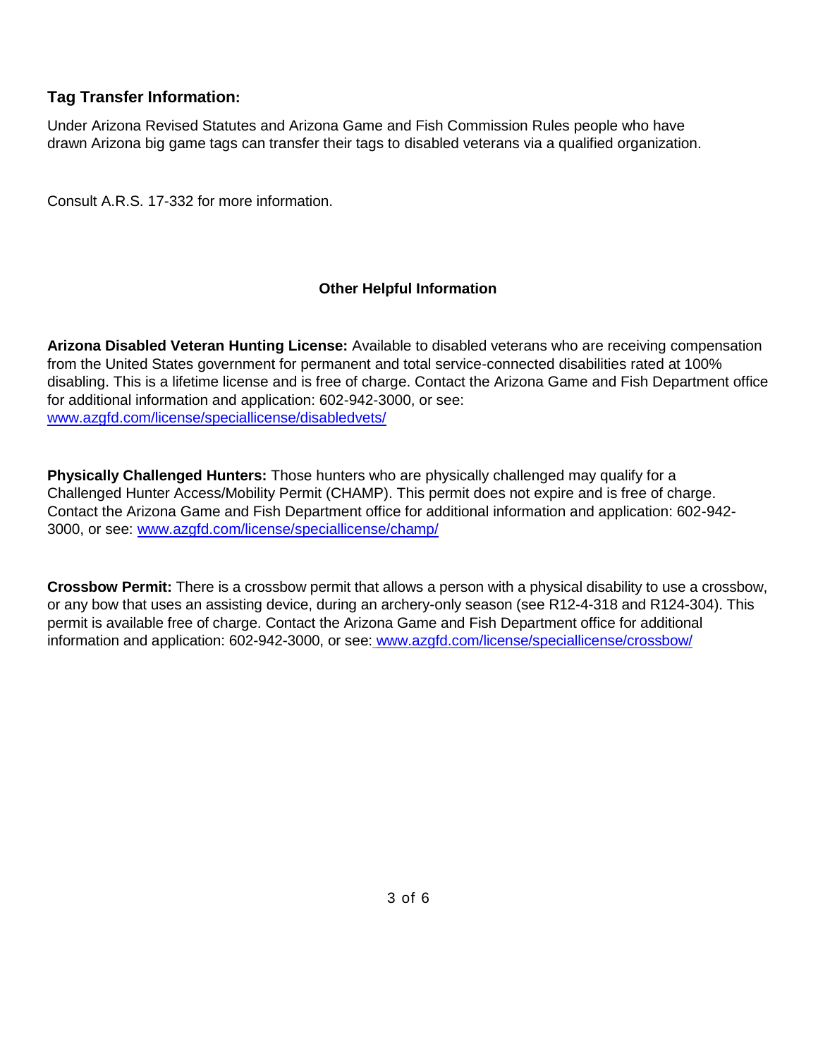## Tag Transfer Information:

Under Arizona Revised Statutes and Arizona Game and Fish Commission Rules people who have drawn Arizona big game tags can transfer their tags to disabled veterans via a qualified organization.

Consult A.R.S. 17-332 for more information.

### Other Helpful Information

**Arizona Disabled Veteran Hunting License:** Available to disabled veterans who are receiving compensation from the United States government for permanent and total service-connected disabilities rated at 100% disabling. This is a lifetime license and is free of charge. Contact the Arizona Game and Fish Department office for additional information and application: 602-942-3000, or see: [www.azgfd.com/license/speciallicense/disabledvets/](www.azgfd.com/license/speciallicense/disabledvets/)

**Physically Challenged Hunters:** Those hunters who are physically challenged may qualify for a Challenged Hunter Access/Mobility Permit (CHAMP). This permit does not expire and is free of charge. Contact the Arizona Game and Fish Department office for additional information and application: 602-942-3000, or see: [www.azgfd.com/license/speciallicense/champ/](www.azgfd.com/license/speciallicense/champ/)

**Crossbow Permit:** There is a crossbow permit that allows a person with a physical disability to use a crossbow, or any bow that uses an assisting device, during an archery-only season (see R12-4-318 and R124-304). This permit is available free of charge. Contact the Arizona Game and Fish Department office for additional information and application: 602-942-3000, or see: [www.azgfd.com/license/speciallicense/crossbow/](www.azgfd.com/license/speciallicense/crossbow/)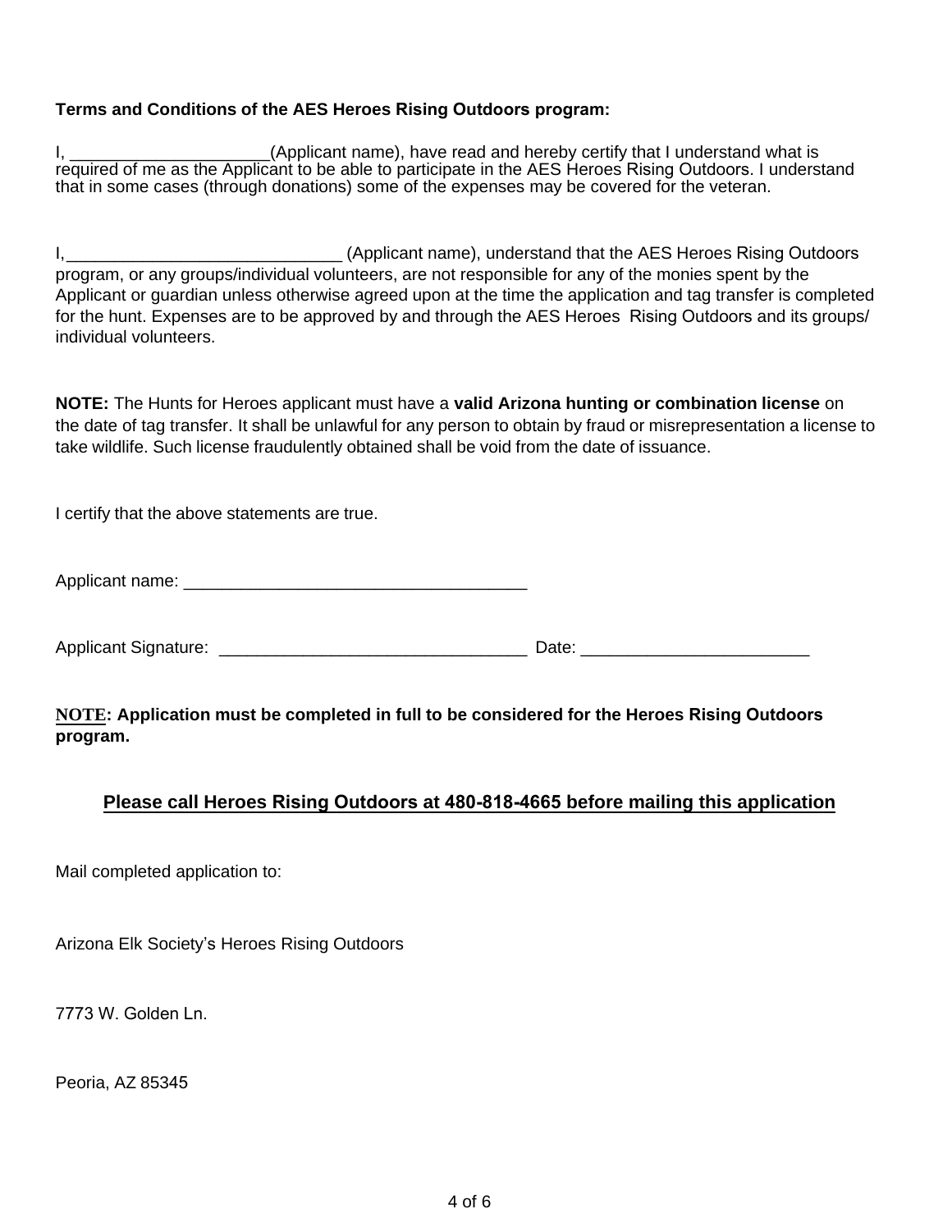**Terms and Conditions of the AES Heroes Rising Outdoors program:**

I, _____________________(Applicant name), have read and hereby certify that I understand what is required of me as the Applicant to be able to participate in the AES Heroes Rising Outdoors. I understand that in some cases (through donations) some of the expenses may be covered for the veteran.

I,_____________________________ (Applicant name), understand that the AES Heroes Rising Outdoors program, or any groups/individual volunteers, are not responsible for any of the monies spent by the Applicant or guardian unless otherwise agreed upon at the time the application and tag transfer is completed for the hunt. Expenses are to be approved by and through the AES Heroes Rising Outdoors and its groups/ individual volunteers.

**NOTE:** The Hunts for Heroes applicant must have a **valid Arizona hunting or combination license** on the date of tag transfer. It shall be unlawful for any person to obtain by fraud or misrepresentation a license to take wildlife. Such license fraudulently obtained shall be void from the date of issuance.

I certify that the above statements are true.

Applicant name: ____________________________________

Applicant Signature: ________________________________ Date: ________________________

**NOTE: Application must be completed in full to be considered for the Heroes Rising Outdoors program.**

**Please call Heroes Rising Outdoors at 480-818-4665 before mailing this application**

Mail completed application to:

Arizona Elk Society's Heroes Rising Outdoors

7773 W. Golden Ln.

Peoria, AZ 85345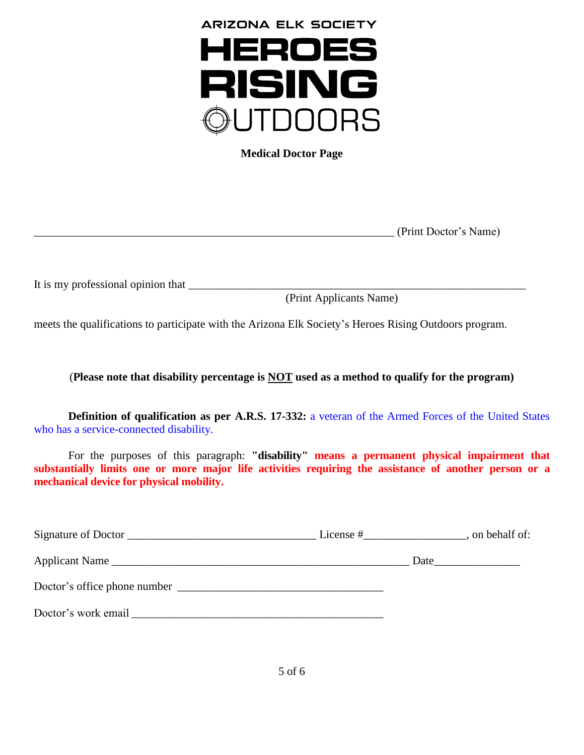ARIZONA ELK SOCIETY

# HEROES RISING OUTDOORS

**Medical Doctor Page**

_______________________________________________________________ (Print Doctor's Name)

It is my professional opinion that ___________________________________________________________
(Print Applicants Name)

meets the qualifications to participate with the Arizona Elk Society's Heroes Rising Outdoors program.

(**Please note that disability percentage is <u>NOT</u> used as a method to qualify for the program)**

**Definition of qualification as per A.R.S. 17-332:** a veteran of the Armed Forces of the United States who has a service-connected disability.

For the purposes of this paragraph: **"disability" means a permanent physical impairment that substantially limits one or more major life activities requiring the assistance of another person or a mechanical device for physical mobility.**

Signature of Doctor ________________________________ License #_________________, on behalf of:

Applicant Name ___________________________________________________ Date______________

Doctor's office phone number ___________________________________

Doctor's work email ____________________________________________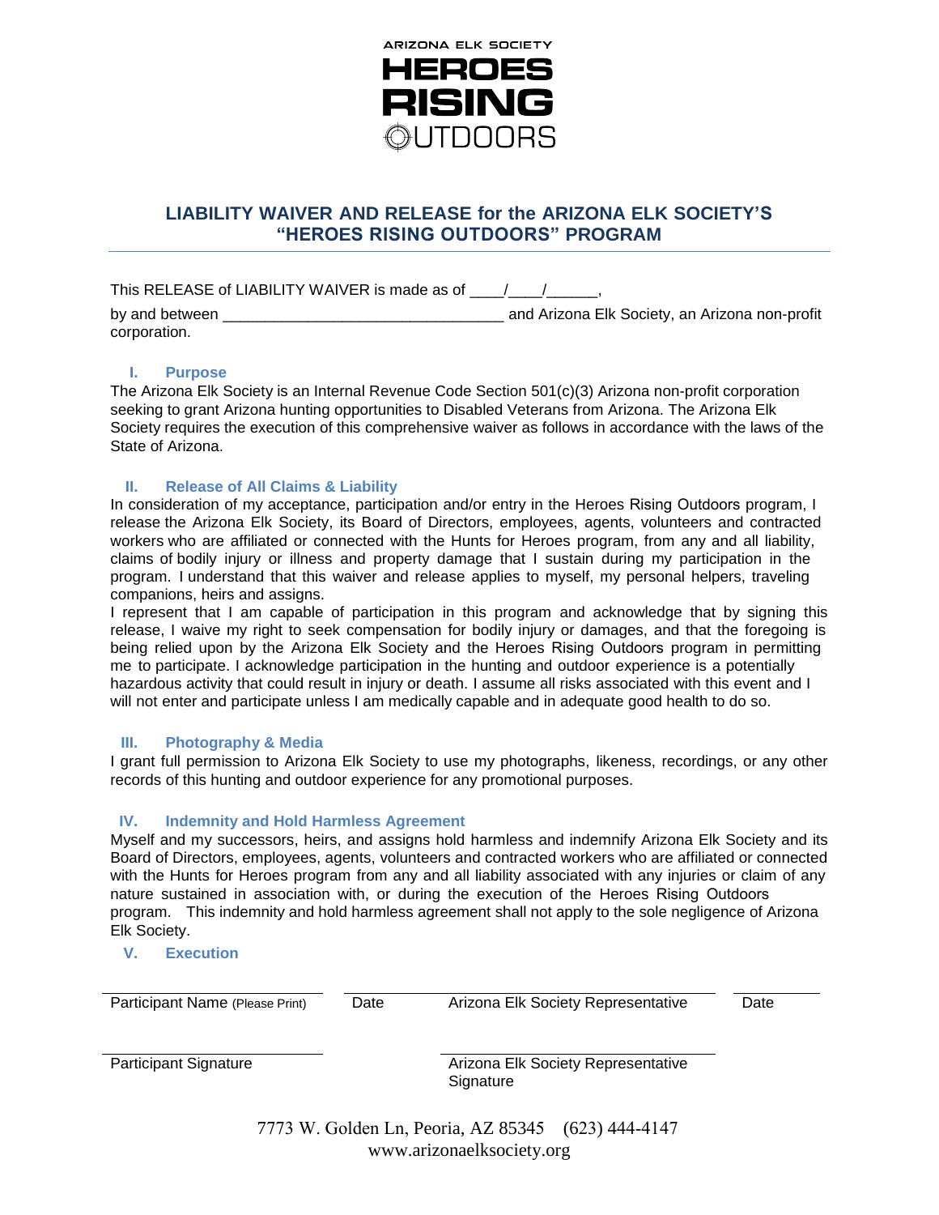ARIZONA ELK SOCIETY

**HEROES RISING OUTDOORS**

# LIABILITY WAIVER AND RELEASE for the ARIZONA ELK SOCIETY'S "HEROES RISING OUTDOORS" PROGRAM

This RELEASE of LIABILITY WAIVER is made as of ____/____/______,

by and between _________________________________ and Arizona Elk Society, an Arizona non-profit corporation.

## I. Purpose

The Arizona Elk Society is an Internal Revenue Code Section 501(c)(3) Arizona non-profit corporation seeking to grant Arizona hunting opportunities to Disabled Veterans from Arizona. The Arizona Elk Society requires the execution of this comprehensive waiver as follows in accordance with the laws of the State of Arizona.

## II. Release of All Claims & Liability

In consideration of my acceptance, participation and/or entry in the Heroes Rising Outdoors program, I release the Arizona Elk Society, its Board of Directors, employees, agents, volunteers and contracted workers who are affiliated or connected with the Hunts for Heroes program, from any and all liability, claims of bodily injury or illness and property damage that I sustain during my participation in the program. I understand that this waiver and release applies to myself, my personal helpers, traveling companions, heirs and assigns.

I represent that I am capable of participation in this program and acknowledge that by signing this release, I waive my right to seek compensation for bodily injury or damages, and that the foregoing is being relied upon by the Arizona Elk Society and the Heroes Rising Outdoors program in permitting me to participate. I acknowledge participation in the hunting and outdoor experience is a potentially hazardous activity that could result in injury or death. I assume all risks associated with this event and I will not enter and participate unless I am medically capable and in adequate good health to do so.

## III. Photography & Media

I grant full permission to Arizona Elk Society to use my photographs, likeness, recordings, or any other records of this hunting and outdoor experience for any promotional purposes.

## IV. Indemnity and Hold Harmless Agreement

Myself and my successors, heirs, and assigns hold harmless and indemnify Arizona Elk Society and its Board of Directors, employees, agents, volunteers and contracted workers who are affiliated or connected with the Hunts for Heroes program from any and all liability associated with any injuries or claim of any nature sustained in association with, or during the execution of the Heroes Rising Outdoors program. This indemnity and hold harmless agreement shall not apply to the sole negligence of Arizona Elk Society.

## V. Execution

| | | | |
|---|---|---|---|
| ______________________ Participant Name (Please Print) | ________ Date | ______________________ Arizona Elk Society Representative | ________ Date |
| ______________________ Participant Signature | | ______________________ Arizona Elk Society Representative Signature | |

7773 W. Golden Ln, Peoria, AZ 85345 (623) 444-4147
www.arizonaelksociety.org